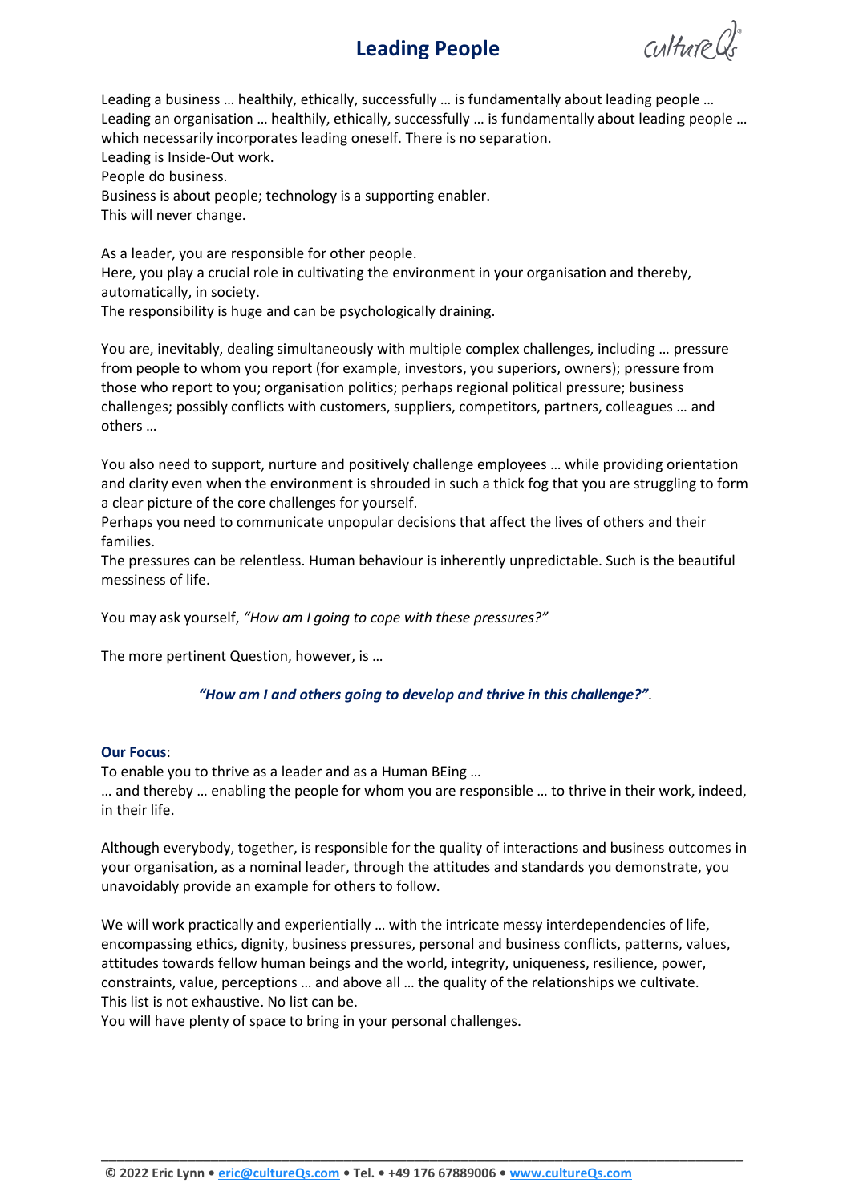# Leading People

Leading a business … healthily, ethically, successfully … is fundamentally about leading people …
Leading an organisation … healthily, ethically, successfully … is fundamentally about leading people … which necessarily incorporates leading oneself. There is no separation.
Leading is Inside-Out work.
People do business.
Business is about people; technology is a supporting enabler.
This will never change.

As a leader, you are responsible for other people.
Here, you play a crucial role in cultivating the environment in your organisation and thereby, automatically, in society.
The responsibility is huge and can be psychologically draining.

You are, inevitably, dealing simultaneously with multiple complex challenges, including … pressure from people to whom you report (for example, investors, you superiors, owners); pressure from those who report to you; organisation politics; perhaps regional political pressure; business challenges; possibly conflicts with customers, suppliers, competitors, partners, colleagues … and others …

You also need to support, nurture and positively challenge employees … while providing orientation and clarity even when the environment is shrouded in such a thick fog that you are struggling to form a clear picture of the core challenges for yourself.
Perhaps you need to communicate unpopular decisions that affect the lives of others and their families.
The pressures can be relentless. Human behaviour is inherently unpredictable. Such is the beautiful messiness of life.

You may ask yourself, *"How am I going to cope with these pressures?"*

The more pertinent Question, however, is …

***"How am I and others going to develop and thrive in this challenge?"***.

**Our Focus**:
To enable you to thrive as a leader and as a Human BEing …
… and thereby … enabling the people for whom you are responsible … to thrive in their work, indeed, in their life.

Although everybody, together, is responsible for the quality of interactions and business outcomes in your organisation, as a nominal leader, through the attitudes and standards you demonstrate, you unavoidably provide an example for others to follow.

We will work practically and experientially … with the intricate messy interdependencies of life, encompassing ethics, dignity, business pressures, personal and business conflicts, patterns, values, attitudes towards fellow human beings and the world, integrity, uniqueness, resilience, power, constraints, value, perceptions … and above all … the quality of the relationships we cultivate.
This list is not exhaustive. No list can be.
You will have plenty of space to bring in your personal challenges.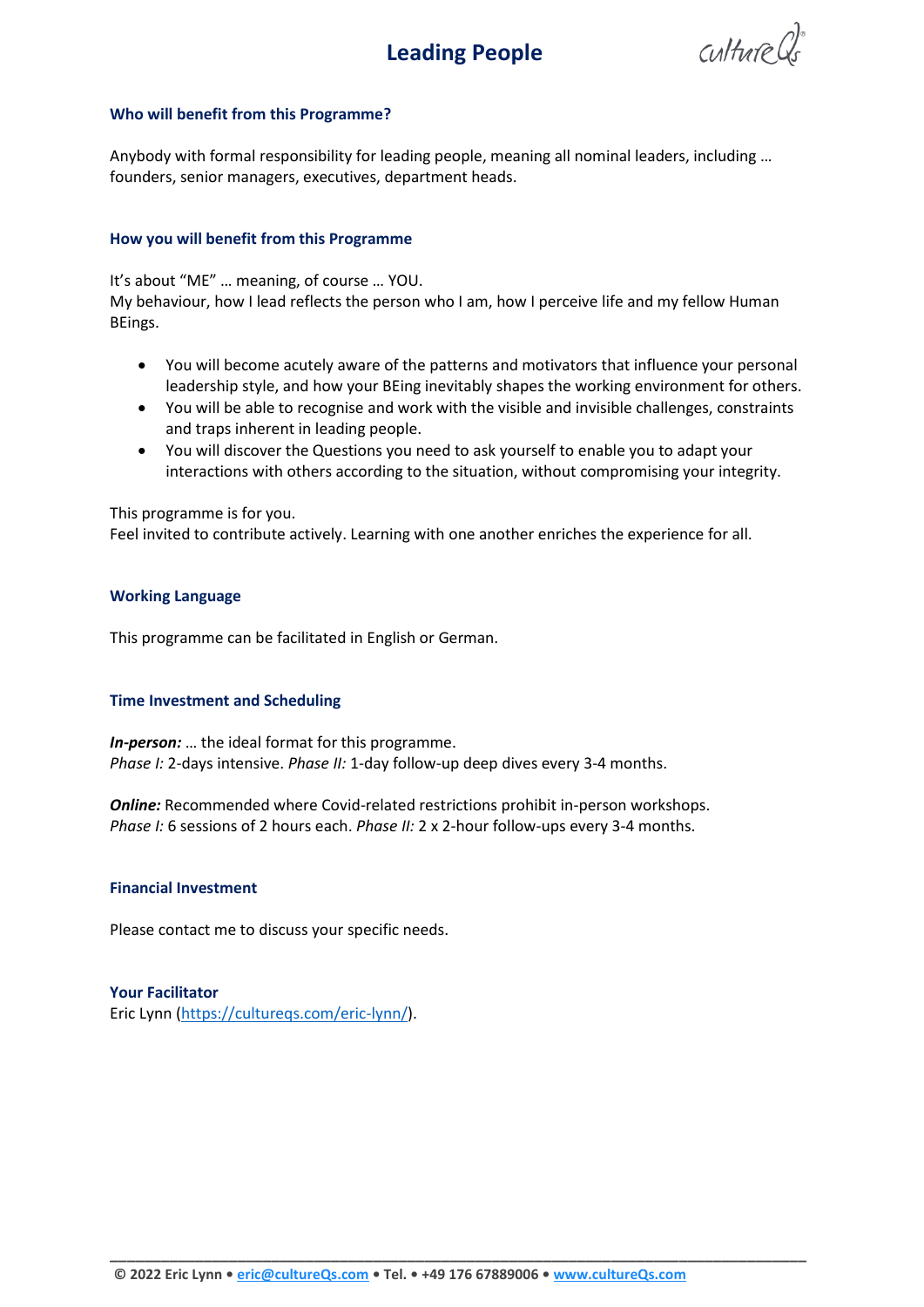# Leading People

### Who will benefit from this Programme?

Anybody with formal responsibility for leading people, meaning all nominal leaders, including … founders, senior managers, executives, department heads.

### How you will benefit from this Programme

It's about "ME" … meaning, of course … YOU.
My behaviour, how I lead reflects the person who I am, how I perceive life and my fellow Human BEings.

- You will become acutely aware of the patterns and motivators that influence your personal leadership style, and how your BEing inevitably shapes the working environment for others.
- You will be able to recognise and work with the visible and invisible challenges, constraints and traps inherent in leading people.
- You will discover the Questions you need to ask yourself to enable you to adapt your interactions with others according to the situation, without compromising your integrity.

This programme is for you.
Feel invited to contribute actively. Learning with one another enriches the experience for all.

### Working Language

This programme can be facilitated in English or German.

### Time Investment and Scheduling

***In-person:*** … the ideal format for this programme.
*Phase I:* 2-days intensive. *Phase II:* 1-day follow-up deep dives every 3-4 months.

***Online:*** Recommended where Covid-related restrictions prohibit in-person workshops.
*Phase I:* 6 sessions of 2 hours each. *Phase II:* 2 x 2-hour follow-ups every 3-4 months.

### Financial Investment

Please contact me to discuss your specific needs.

### Your Facilitator

Eric Lynn (https://cultureqs.com/eric-lynn/).

**© 2022 Eric Lynn • eric@cultureQs.com • Tel. • +49 176 67889006 • www.cultureQs.com**